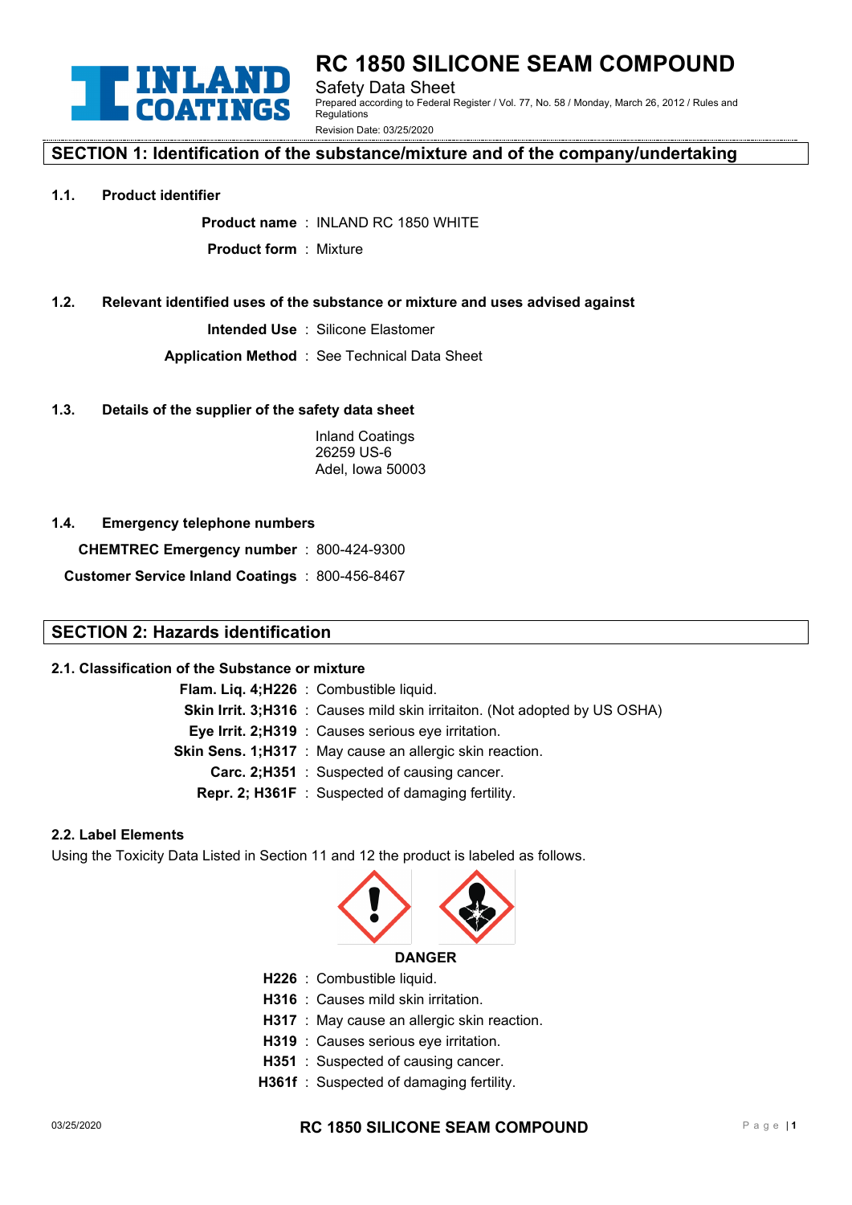# RC 1850 SILICONE SEAM COMPOUND

Safety Data Sheet

Prepared according to Federal Register / Vol. 77, No. 58 / Monday, March 26, 2012 / Rules and Regulations

Revision Date: 03/25/2020

## SECTION 1: Identification of the substance/mixture and of the company/undertaking

### 1.1. Product identifier

**Product name** : INLAND RC 1850 WHITE

**Product form** : Mixture

### 1.2. Relevant identified uses of the substance or mixture and uses advised against

**Intended Use** : Silicone Elastomer

**Application Method** : See Technical Data Sheet

### 1.3. Details of the supplier of the safety data sheet

Inland Coatings
26259 US-6
Adel, Iowa 50003

### 1.4. Emergency telephone numbers

**CHEMTREC Emergency number** : 800-424-9300

**Customer Service Inland Coatings** : 800-456-8467

## SECTION 2: Hazards identification

### 2.1. Classification of the Substance or mixture

**Flam. Liq. 4;H226** : Combustible liquid.

**Skin Irrit. 3;H316** : Causes mild skin irritaiton. (Not adopted by US OSHA)

**Eye Irrit. 2;H319** : Causes serious eye irritation.

**Skin Sens. 1;H317** : May cause an allergic skin reaction.

**Carc. 2;H351** : Suspected of causing cancer.

**Repr. 2; H361F** : Suspected of damaging fertility.

### 2.2. Label Elements

Using the Toxicity Data Listed in Section 11 and 12 the product is labeled as follows.

**DANGER**

**H226** : Combustible liquid.

**H316** : Causes mild skin irritation.

**H317** : May cause an allergic skin reaction.

**H319** : Causes serious eye irritation.

**H351** : Suspected of causing cancer.

**H361f** : Suspected of damaging fertility.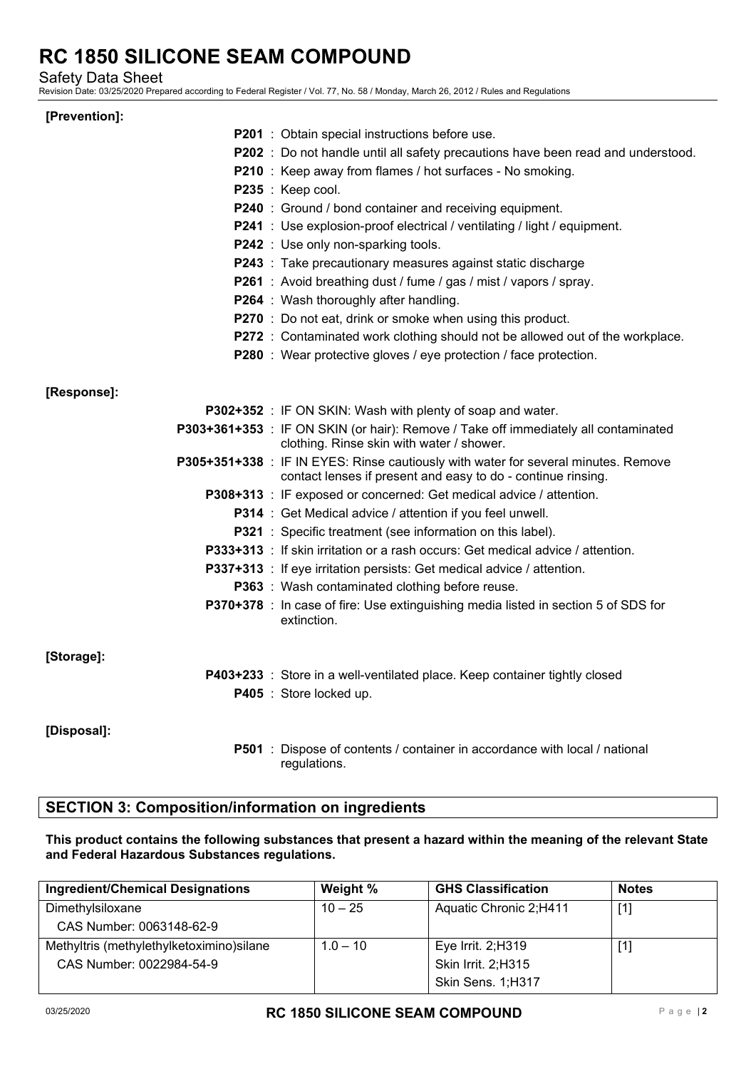**[Prevention]:**

**P201** : Obtain special instructions before use.

**P202** : Do not handle until all safety precautions have been read and understood.

**P210** : Keep away from flames / hot surfaces - No smoking.

**P235** : Keep cool.

**P240** : Ground / bond container and receiving equipment.

**P241** : Use explosion-proof electrical / ventilating / light / equipment.

**P242** : Use only non-sparking tools.

**P243** : Take precautionary measures against static discharge

**P261** : Avoid breathing dust / fume / gas / mist / vapors / spray.

**P264** : Wash thoroughly after handling.

**P270** : Do not eat, drink or smoke when using this product.

**P272** : Contaminated work clothing should not be allowed out of the workplace.

**P280** : Wear protective gloves / eye protection / face protection.

**[Response]:**

**P302+352** : IF ON SKIN: Wash with plenty of soap and water.

**P303+361+353** : IF ON SKIN (or hair): Remove / Take off immediately all contaminated clothing. Rinse skin with water / shower.

**P305+351+338** : IF IN EYES: Rinse cautiously with water for several minutes. Remove contact lenses if present and easy to do - continue rinsing.

**P308+313** : IF exposed or concerned: Get medical advice / attention.

**P314** : Get Medical advice / attention if you feel unwell.

**P321** : Specific treatment (see information on this label).

**P333+313** : If skin irritation or a rash occurs: Get medical advice / attention.

**P337+313** : If eye irritation persists: Get medical advice / attention.

**P363** : Wash contaminated clothing before reuse.

**P370+378** : In case of fire: Use extinguishing media listed in section 5 of SDS for extinction.

**[Storage]:**

**P403+233** : Store in a well-ventilated place. Keep container tightly closed

**P405** : Store locked up.

**[Disposal]:**

**P501** : Dispose of contents / container in accordance with local / national regulations.

## SECTION 3: Composition/information on ingredients

**This product contains the following substances that present a hazard within the meaning of the relevant State and Federal Hazardous Substances regulations.**

| Ingredient/Chemical Designations | Weight % | GHS Classification | Notes |
| --- | --- | --- | --- |
| Dimethylsiloxane<br>CAS Number: 0063148-62-9 | 10 – 25 | Aquatic Chronic 2;H411 | [1] |
| Methyltris (methylethylketoximino)silane<br>CAS Number: 0022984-54-9 | 1.0 – 10 | Eye Irrit. 2;H319<br>Skin Irrit. 2;H315<br>Skin Sens. 1;H317 | [1] |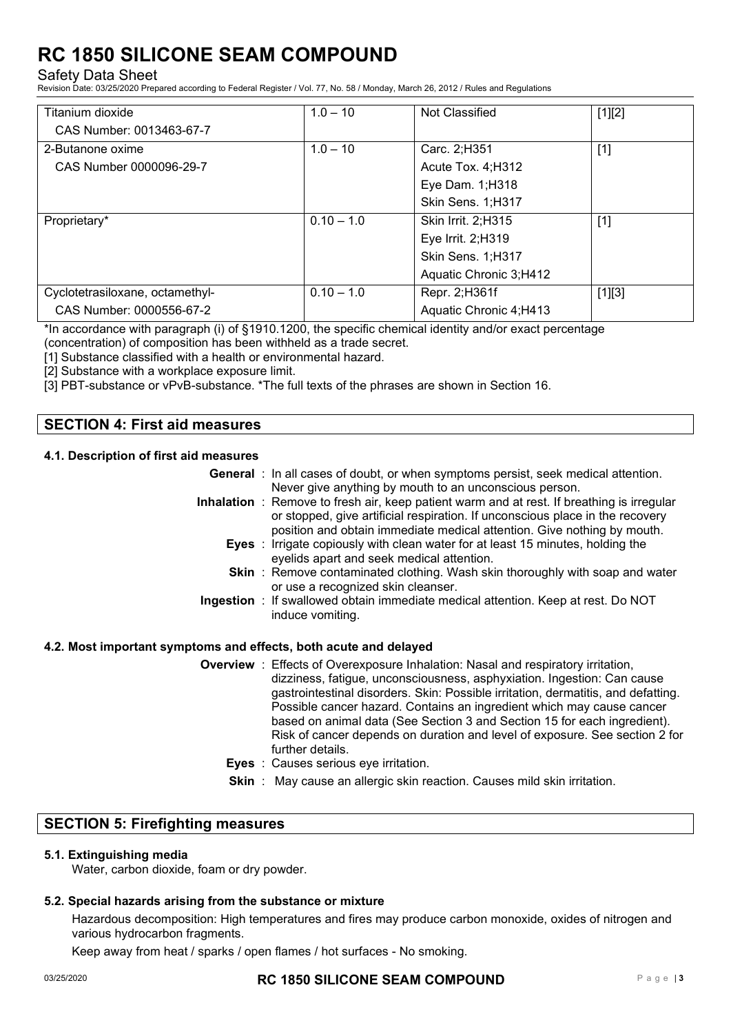| Titanium dioxide<br>CAS Number: 0013463-67-7 | 1.0 – 10 | Not Classified | [1][2] |
|---|---|---|---|
| 2-Butanone oxime<br>CAS Number 0000096-29-7 | 1.0 – 10 | Carc. 2;H351<br>Acute Tox. 4;H312<br>Eye Dam. 1;H318<br>Skin Sens. 1;H317 | [1] |
| Proprietary* | 0.10 – 1.0 | Skin Irrit. 2;H315<br>Eye Irrit. 2;H319<br>Skin Sens. 1;H317<br>Aquatic Chronic 3;H412 | [1] |
| Cyclotetrasiloxane, octamethyl-<br>CAS Number: 0000556-67-2 | 0.10 – 1.0 | Repr. 2;H361f<br>Aquatic Chronic 4;H413 | [1][3] |

*In accordance with paragraph (i) of §1910.1200, the specific chemical identity and/or exact percentage (concentration) of composition has been withheld as a trade secret.

[1] Substance classified with a health or environmental hazard.

[2] Substance with a workplace exposure limit.

[3] PBT-substance or vPvB-substance. *The full texts of the phrases are shown in Section 16.

## SECTION 4: First aid measures

### 4.1. Description of first aid measures

**General** : In all cases of doubt, or when symptoms persist, seek medical attention. Never give anything by mouth to an unconscious person.

**Inhalation** : Remove to fresh air, keep patient warm and at rest. If breathing is irregular or stopped, give artificial respiration. If unconscious place in the recovery position and obtain immediate medical attention. Give nothing by mouth.

**Eyes** : Irrigate copiously with clean water for at least 15 minutes, holding the eyelids apart and seek medical attention.

**Skin** : Remove contaminated clothing. Wash skin thoroughly with soap and water or use a recognized skin cleanser.

**Ingestion** : If swallowed obtain immediate medical attention. Keep at rest. Do NOT induce vomiting.

### 4.2. Most important symptoms and effects, both acute and delayed

**Overview** : Effects of Overexposure Inhalation: Nasal and respiratory irritation, dizziness, fatigue, unconsciousness, asphyxiation. Ingestion: Can cause gastrointestinal disorders. Skin: Possible irritation, dermatitis, and defatting. Possible cancer hazard. Contains an ingredient which may cause cancer based on animal data (See Section 3 and Section 15 for each ingredient). Risk of cancer depends on duration and level of exposure. See section 2 for further details.

**Eyes** : Causes serious eye irritation.

**Skin** : May cause an allergic skin reaction. Causes mild skin irritation.

## SECTION 5: Firefighting measures

### 5.1. Extinguishing media

Water, carbon dioxide, foam or dry powder.

### 5.2. Special hazards arising from the substance or mixture

Hazardous decomposition: High temperatures and fires may produce carbon monoxide, oxides of nitrogen and various hydrocarbon fragments.

Keep away from heat / sparks / open flames / hot surfaces - No smoking.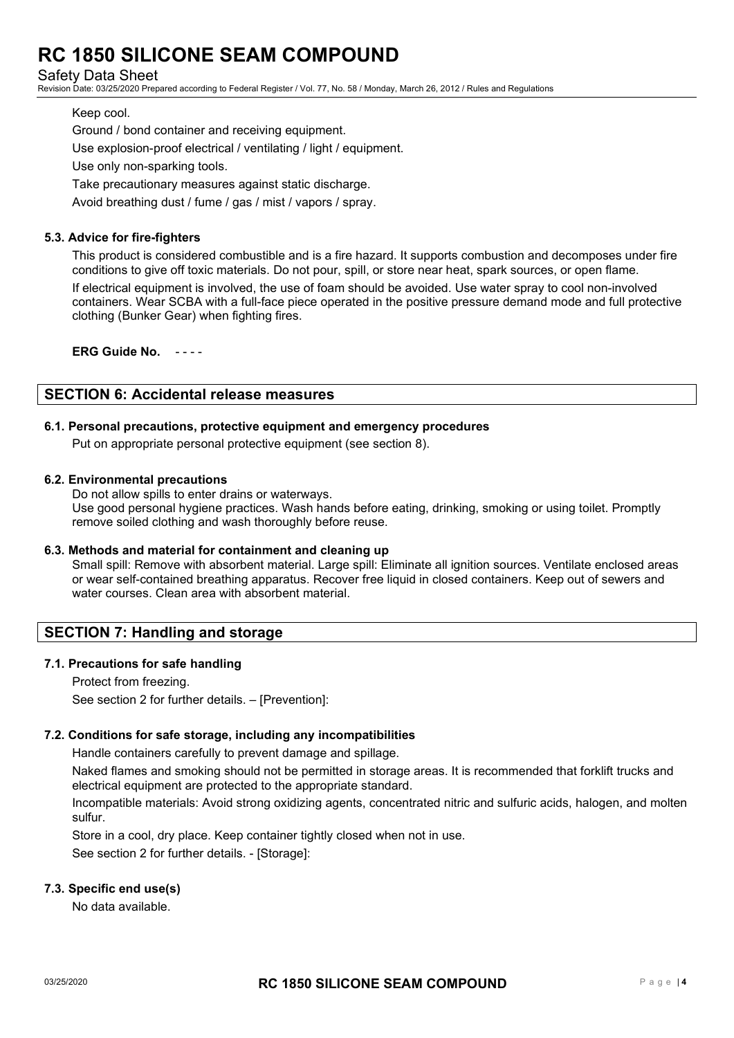Keep cool.

Ground / bond container and receiving equipment.

Use explosion-proof electrical / ventilating / light / equipment.

Use only non-sparking tools.

Take precautionary measures against static discharge.

Avoid breathing dust / fume / gas / mist / vapors / spray.

### 5.3. Advice for fire-fighters

This product is considered combustible and is a fire hazard. It supports combustion and decomposes under fire conditions to give off toxic materials. Do not pour, spill, or store near heat, spark sources, or open flame.

If electrical equipment is involved, the use of foam should be avoided. Use water spray to cool non-involved containers. Wear SCBA with a full-face piece operated in the positive pressure demand mode and full protective clothing (Bunker Gear) when fighting fires.

**ERG Guide No.** - - - -

## SECTION 6: Accidental release measures

### 6.1. Personal precautions, protective equipment and emergency procedures

Put on appropriate personal protective equipment (see section 8).

### 6.2. Environmental precautions

Do not allow spills to enter drains or waterways.
Use good personal hygiene practices. Wash hands before eating, drinking, smoking or using toilet. Promptly remove soiled clothing and wash thoroughly before reuse.

### 6.3. Methods and material for containment and cleaning up

Small spill: Remove with absorbent material. Large spill: Eliminate all ignition sources. Ventilate enclosed areas or wear self-contained breathing apparatus. Recover free liquid in closed containers. Keep out of sewers and water courses. Clean area with absorbent material.

## SECTION 7: Handling and storage

### 7.1. Precautions for safe handling

Protect from freezing.

See section 2 for further details. – [Prevention]:

### 7.2. Conditions for safe storage, including any incompatibilities

Handle containers carefully to prevent damage and spillage.

Naked flames and smoking should not be permitted in storage areas. It is recommended that forklift trucks and electrical equipment are protected to the appropriate standard.

Incompatible materials: Avoid strong oxidizing agents, concentrated nitric and sulfuric acids, halogen, and molten sulfur.

Store in a cool, dry place. Keep container tightly closed when not in use.

See section 2 for further details. - [Storage]:

### 7.3. Specific end use(s)

No data available.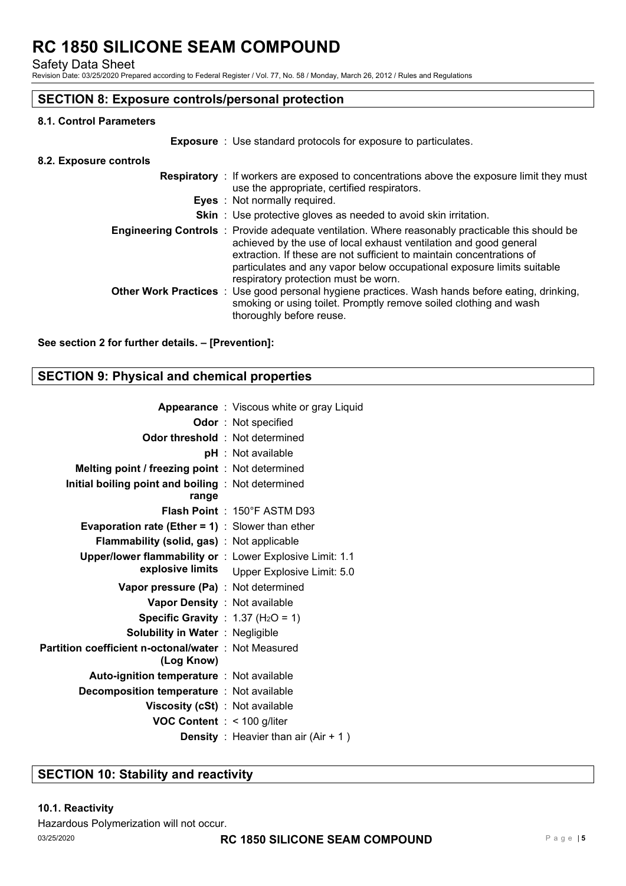## SECTION 8: Exposure controls/personal protection

### 8.1. Control Parameters

**Exposure** : Use standard protocols for exposure to particulates.

### 8.2. Exposure controls

**Respiratory** : If workers are exposed to concentrations above the exposure limit they must use the appropriate, certified respirators.

**Eyes** : Not normally required.

**Skin** : Use protective gloves as needed to avoid skin irritation.

**Engineering Controls** : Provide adequate ventilation. Where reasonably practicable this should be achieved by the use of local exhaust ventilation and good general extraction. If these are not sufficient to maintain concentrations of particulates and any vapor below occupational exposure limits suitable respiratory protection must be worn.

**Other Work Practices** : Use good personal hygiene practices. Wash hands before eating, drinking, smoking or using toilet. Promptly remove soiled clothing and wash thoroughly before reuse.

**See section 2 for further details. – [Prevention]:**

## SECTION 9: Physical and chemical properties

| Property | Value |
|---|---|
| **Appearance** | Viscous white or gray Liquid |
| **Odor** | Not specified |
| **Odor threshold** | Not determined |
| **pH** | Not available |
| **Melting point / freezing point** | Not determined |
| **Initial boiling point and boiling range** | Not determined |
| **Flash Point** | 150°F ASTM D93 |
| **Evaporation rate (Ether = 1)** | Slower than ether |
| **Flammability (solid, gas)** | Not applicable |
| **Upper/lower flammability or explosive limits** | Lower Explosive Limit: 1.1<br>Upper Explosive Limit: 5.0 |
| **Vapor pressure (Pa)** | Not determined |
| **Vapor Density** | Not available |
| **Specific Gravity** | 1.37 ($H_2O$ = 1) |
| **Solubility in Water** | Negligible |
| **Partition coefficient n-octonal/water (Log Know)** | Not Measured |
| **Auto-ignition temperature** | Not available |
| **Decomposition temperature** | Not available |
| **Viscosity (cSt)** | Not available |
| **VOC Content** | < 100 g/liter |
| **Density** | Heavier than air (Air + 1 ) |

## SECTION 10: Stability and reactivity

### 10.1. Reactivity

Hazardous Polymerization will not occur.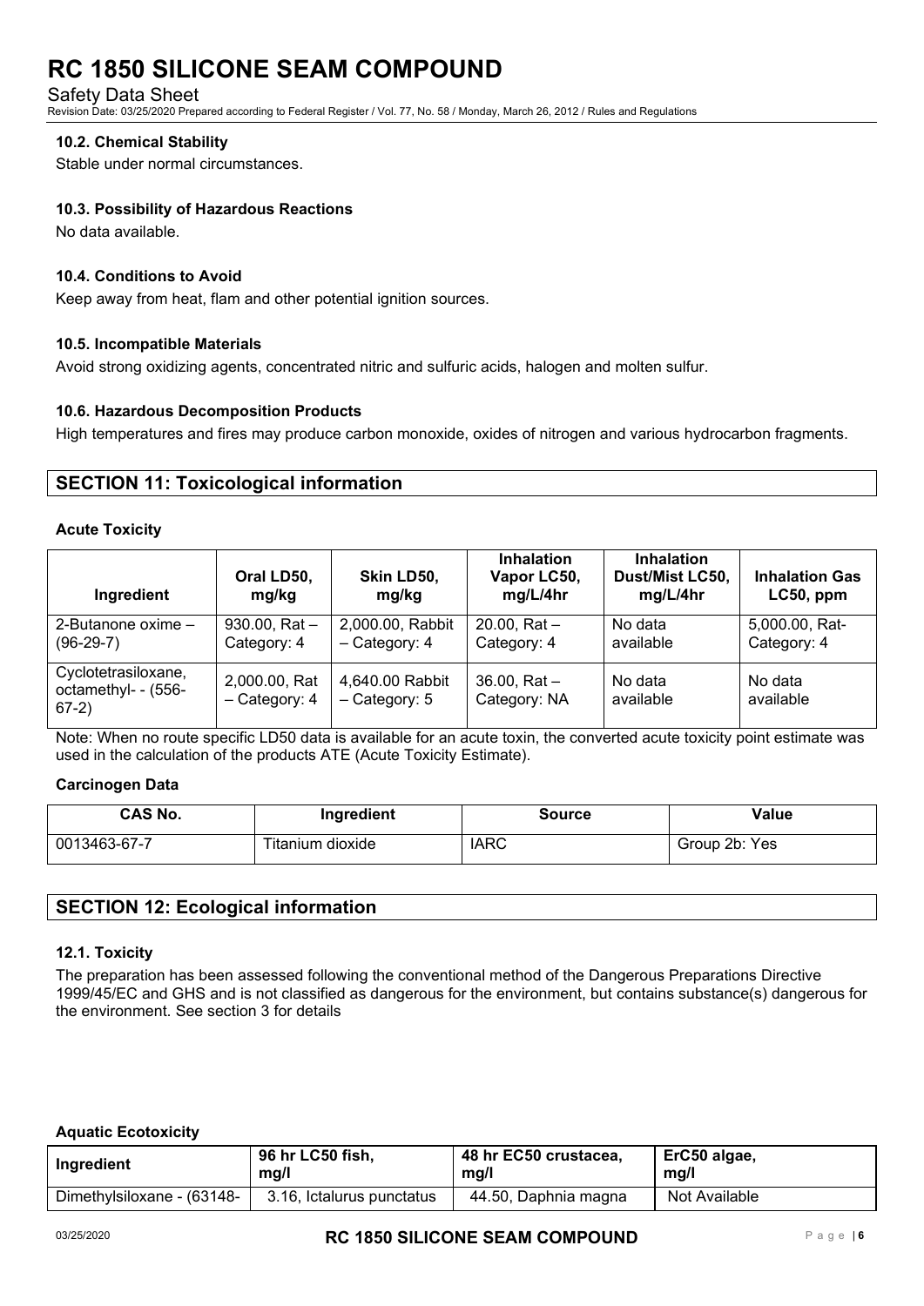### 10.2. Chemical Stability

Stable under normal circumstances.

### 10.3. Possibility of Hazardous Reactions

No data available.

### 10.4. Conditions to Avoid

Keep away from heat, flam and other potential ignition sources.

### 10.5. Incompatible Materials

Avoid strong oxidizing agents, concentrated nitric and sulfuric acids, halogen and molten sulfur.

### 10.6. Hazardous Decomposition Products

High temperatures and fires may produce carbon monoxide, oxides of nitrogen and various hydrocarbon fragments.

## SECTION 11: Toxicological information

**Acute Toxicity**

| Ingredient | Oral LD50, mg/kg | Skin LD50, mg/kg | Inhalation Vapor LC50, mg/L/4hr | Inhalation Dust/Mist LC50, mg/L/4hr | Inhalation Gas LC50, ppm |
|---|---|---|---|---|---|
| 2-Butanone oxime – (96-29-7) | 930.00, Rat – Category: 4 | 2,000.00, Rabbit – Category: 4 | 20.00, Rat – Category: 4 | No data available | 5,000.00, Rat- Category: 4 |
| Cyclotetrasiloxane, octamethyl- - (556-67-2) | 2,000.00, Rat – Category: 4 | 4,640.00 Rabbit – Category: 5 | 36.00, Rat – Category: NA | No data available | No data available |

Note: When no route specific LD50 data is available for an acute toxin, the converted acute toxicity point estimate was used in the calculation of the products ATE (Acute Toxicity Estimate).

**Carcinogen Data**

| CAS No. | Ingredient | Source | Value |
|---|---|---|---|
| 0013463-67-7 | Titanium dioxide | IARC | Group 2b: Yes |

## SECTION 12: Ecological information

### 12.1. Toxicity

The preparation has been assessed following the conventional method of the Dangerous Preparations Directive 1999/45/EC and GHS and is not classified as dangerous for the environment, but contains substance(s) dangerous for the environment. See section 3 for details

**Aquatic Ecotoxicity**

| Ingredient | 96 hr LC50 fish, mg/l | 48 hr EC50 crustacea, mg/l | ErC50 algae, mg/l |
|---|---|---|---|
| Dimethylsiloxane - (63148- | 3.16, Ictalurus punctatus | 44.50, Daphnia magna | Not Available |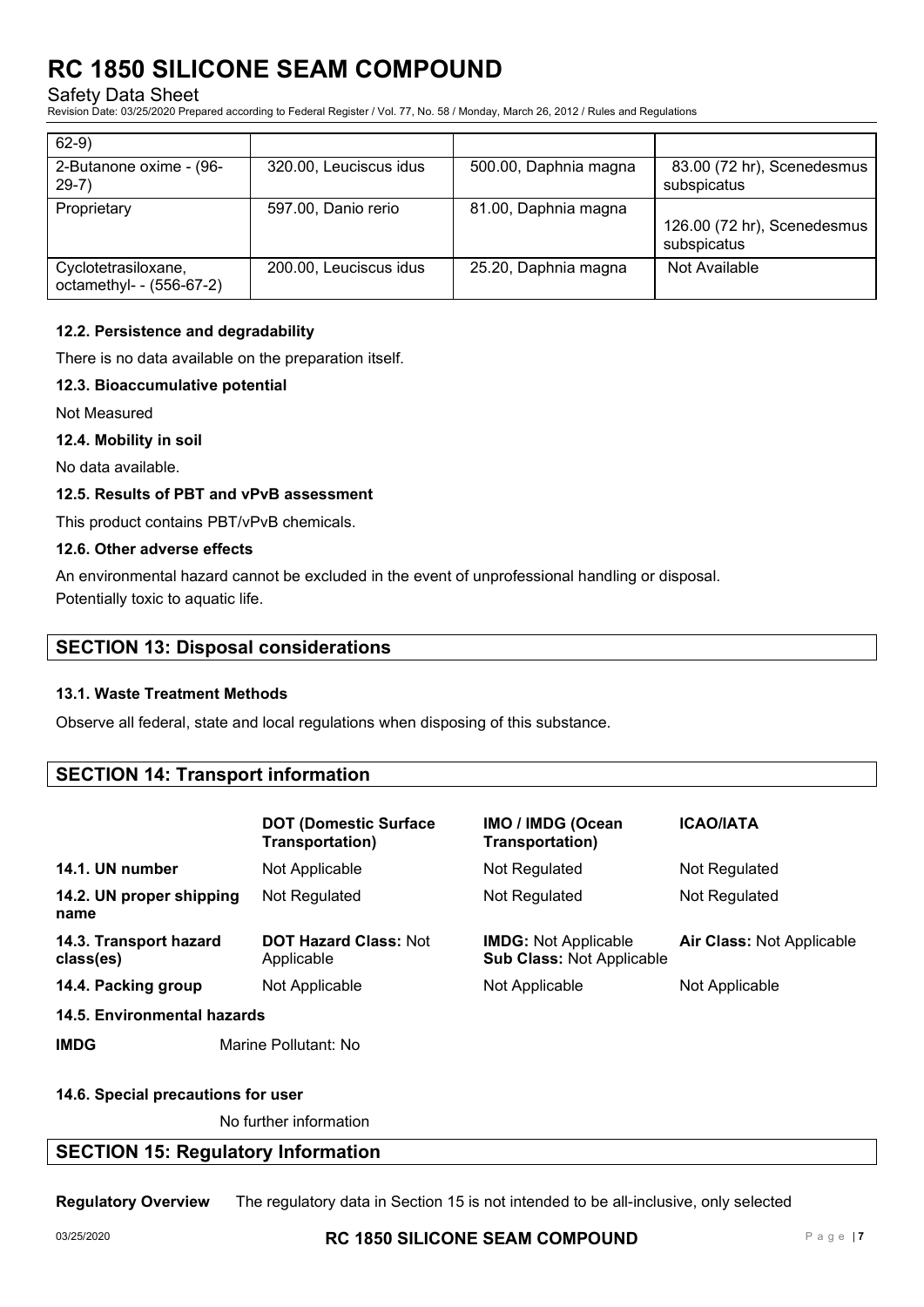| | | | |
|---|---|---|---|
| 62-9) | | | |
| 2-Butanone oxime - (96-29-7) | 320.00, Leuciscus idus | 500.00, Daphnia magna | 83.00 (72 hr), Scenedesmus subspicatus |
| Proprietary | 597.00, Danio rerio | 81.00, Daphnia magna | 126.00 (72 hr), Scenedesmus subspicatus |
| Cyclotetrasiloxane, octamethyl- - (556-67-2) | 200.00, Leuciscus idus | 25.20, Daphnia magna | Not Available |

**12.2. Persistence and degradability**

There is no data available on the preparation itself.

**12.3. Bioaccumulative potential**

Not Measured

**12.4. Mobility in soil**

No data available.

**12.5. Results of PBT and vPvB assessment**

This product contains PBT/vPvB chemicals.

**12.6. Other adverse effects**

An environmental hazard cannot be excluded in the event of unprofessional handling or disposal.
Potentially toxic to aquatic life.

## SECTION 13: Disposal considerations

**13.1. Waste Treatment Methods**

Observe all federal, state and local regulations when disposing of this substance.

## SECTION 14: Transport information

| | DOT (Domestic Surface Transportation) | IMO / IMDG (Ocean Transportation) | ICAO/IATA |
|---|---|---|---|
| **14.1. UN number** | Not Applicable | Not Regulated | Not Regulated |
| **14.2. UN proper shipping name** | Not Regulated | Not Regulated | Not Regulated |
| **14.3. Transport hazard class(es)** | **DOT Hazard Class:** Not Applicable | **IMDG:** Not Applicable **Sub Class:** Not Applicable | **Air Class:** Not Applicable |
| **14.4. Packing group** | Not Applicable | Not Applicable | Not Applicable |

**14.5. Environmental hazards**

**IMDG** Marine Pollutant: No

**14.6. Special precautions for user**

No further information

## SECTION 15: Regulatory Information

**Regulatory Overview** The regulatory data in Section 15 is not intended to be all-inclusive, only selected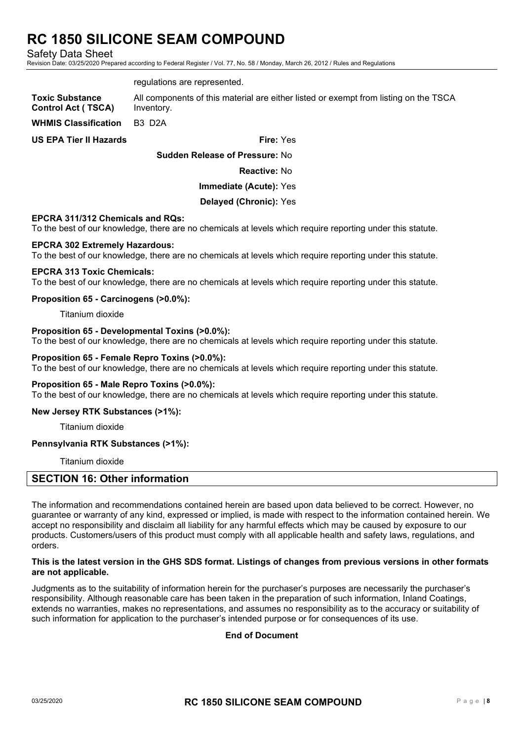regulations are represented.

| | |
|---|---|
| **Toxic Substance Control Act ( TSCA)** | All components of this material are either listed or exempt from listing on the TSCA Inventory. |
| **WHMIS Classification** | B3 D2A |
| **US EPA Tier II Hazards** | **Fire:** Yes |
| | **Sudden Release of Pressure:** No |
| | **Reactive:** No |
| | **Immediate (Acute):** Yes |
| | **Delayed (Chronic):** Yes |

**EPCRA 311/312 Chemicals and RQs:**
To the best of our knowledge, there are no chemicals at levels which require reporting under this statute.

**EPCRA 302 Extremely Hazardous:**
To the best of our knowledge, there are no chemicals at levels which require reporting under this statute.

**EPCRA 313 Toxic Chemicals:**
To the best of our knowledge, there are no chemicals at levels which require reporting under this statute.

**Proposition 65 - Carcinogens (>0.0%):**

Titanium dioxide

**Proposition 65 - Developmental Toxins (>0.0%):**
To the best of our knowledge, there are no chemicals at levels which require reporting under this statute.

**Proposition 65 - Female Repro Toxins (>0.0%):**
To the best of our knowledge, there are no chemicals at levels which require reporting under this statute.

**Proposition 65 - Male Repro Toxins (>0.0%):**
To the best of our knowledge, there are no chemicals at levels which require reporting under this statute.

**New Jersey RTK Substances (>1%):**

Titanium dioxide

**Pennsylvania RTK Substances (>1%):**

Titanium dioxide

## SECTION 16: Other information

The information and recommendations contained herein are based upon data believed to be correct. However, no guarantee or warranty of any kind, expressed or implied, is made with respect to the information contained herein. We accept no responsibility and disclaim all liability for any harmful effects which may be caused by exposure to our products. Customers/users of this product must comply with all applicable health and safety laws, regulations, and orders.

**This is the latest version in the GHS SDS format. Listings of changes from previous versions in other formats are not applicable.**

Judgments as to the suitability of information herein for the purchaser's purposes are necessarily the purchaser's responsibility. Although reasonable care has been taken in the preparation of such information, Inland Coatings, extends no warranties, makes no representations, and assumes no responsibility as to the accuracy or suitability of such information for application to the purchaser's intended purpose or for consequences of its use.

**End of Document**